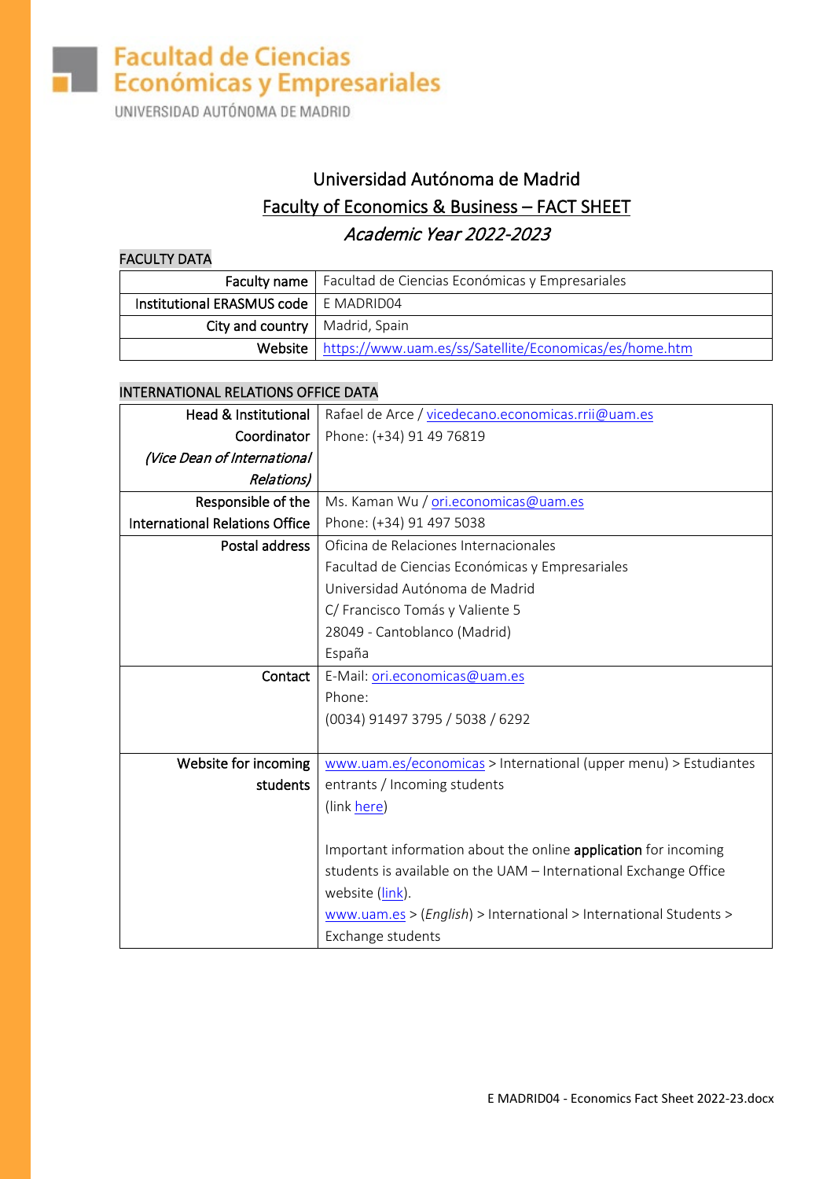Facultad de Ciencias Económicas y Empresariales
UNIVERSIDAD AUTÓNOMA DE MADRID

# Universidad Autónoma de Madrid
## Faculty of Economics & Business – FACT SHEET
### *Academic Year 2022-2023*

FACULTY DATA

| | |
|---|---|
| Faculty name | Facultad de Ciencias Económicas y Empresariales |
| Institutional ERASMUS code | E MADRID04 |
| City and country | Madrid, Spain |
| Website | https://www.uam.es/ss/Satellite/Economicas/es/home.htm |

INTERNATIONAL RELATIONS OFFICE DATA

| | |
|---|---|
| Head & Institutional Coordinator *(Vice Dean of International Relations)* | Rafael de Arce / vicedecano.economicas.rrii@uam.es<br>Phone: (+34) 91 49 76819 |
| Responsible of the International Relations Office | Ms. Kaman Wu / ori.economicas@uam.es<br>Phone: (+34) 91 497 5038 |
| Postal address | Oficina de Relaciones Internacionales<br>Facultad de Ciencias Económicas y Empresariales<br>Universidad Autónoma de Madrid<br>C/ Francisco Tomás y Valiente 5<br>28049 - Cantoblanco (Madrid)<br>España |
| Contact | E-Mail: ori.economicas@uam.es<br>Phone:<br>(0034) 91497 3795 / 5038 / 6292 |
| Website for incoming students | www.uam.es/economicas > International (upper menu) > Estudiantes entrants / Incoming students<br>(link here)<br><br>Important information about the online **application** for incoming students is available on the UAM – International Exchange Office website (link).<br>www.uam.es > (*English*) > International > International Students > Exchange students |

E MADRID04 - Economics Fact Sheet 2022-23.docx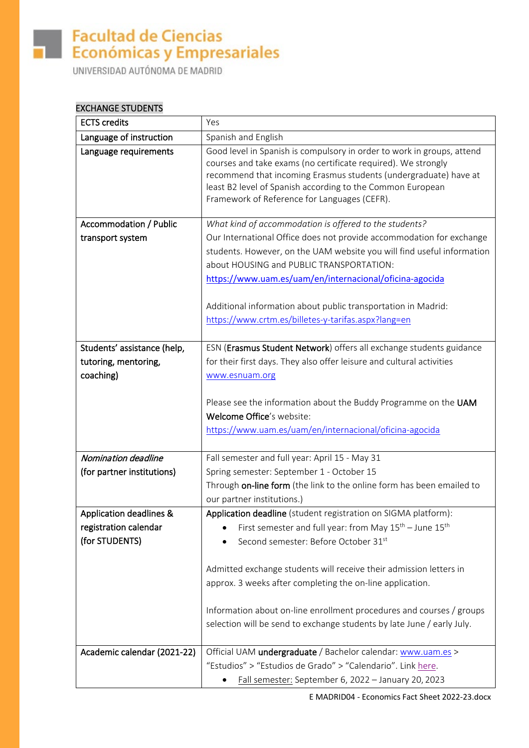Facultad de Ciencias Económicas y Empresariales
UNIVERSIDAD AUTÓNOMA DE MADRID

EXCHANGE STUDENTS

| ECTS credits | Yes |
|---|---|
| Language of instruction | Spanish and English |
| Language requirements | Good level in Spanish is compulsory in order to work in groups, attend courses and take exams (no certificate required). We strongly recommend that incoming Erasmus students (undergraduate) have at least B2 level of Spanish according to the Common European Framework of Reference for Languages (CEFR). |
| Accommodation / Public transport system | *What kind of accommodation is offered to the students?*<br>Our International Office does not provide accommodation for exchange students. However, on the UAM website you will find useful information about HOUSING and PUBLIC TRANSPORTATION:<br>https://www.uam.es/uam/en/internacional/oficina-agocida<br><br>Additional information about public transportation in Madrid:<br>https://www.crtm.es/billetes-y-tarifas.aspx?lang=en |
| Students' assistance (help, tutoring, mentoring, coaching) | ESN (**Erasmus Student Network**) offers all exchange students guidance for their first days. They also offer leisure and cultural activities<br>www.esnuam.org<br><br>Please see the information about the Buddy Programme on the **UAM Welcome Office**'s website:<br>https://www.uam.es/uam/en/internacional/oficina-agocida |
| *Nomination deadline* (for partner institutions) | Fall semester and full year: April 15 - May 31<br>Spring semester: September 1 - October 15<br>Through **on-line form** (the link to the online form has been emailed to our partner institutions.) |
| Application deadlines & registration calendar (for STUDENTS) | **Application deadline** (student registration on SIGMA platform):<br>• First semester and full year: from May 15th – June 15th<br>• Second semester: Before October 31st<br><br>Admitted exchange students will receive their admission letters in approx. 3 weeks after completing the on-line application.<br><br>Information about on-line enrollment procedures and courses / groups selection will be send to exchange students by late June / early July. |
| Academic calendar (2021-22) | Official UAM **undergraduate** / Bachelor calendar: www.uam.es > "Estudios" > "Estudios de Grado" > "Calendario". Link here.<br>• Fall semester: September 6, 2022 – January 20, 2023 |

E MADRID04 - Economics Fact Sheet 2022-23.docx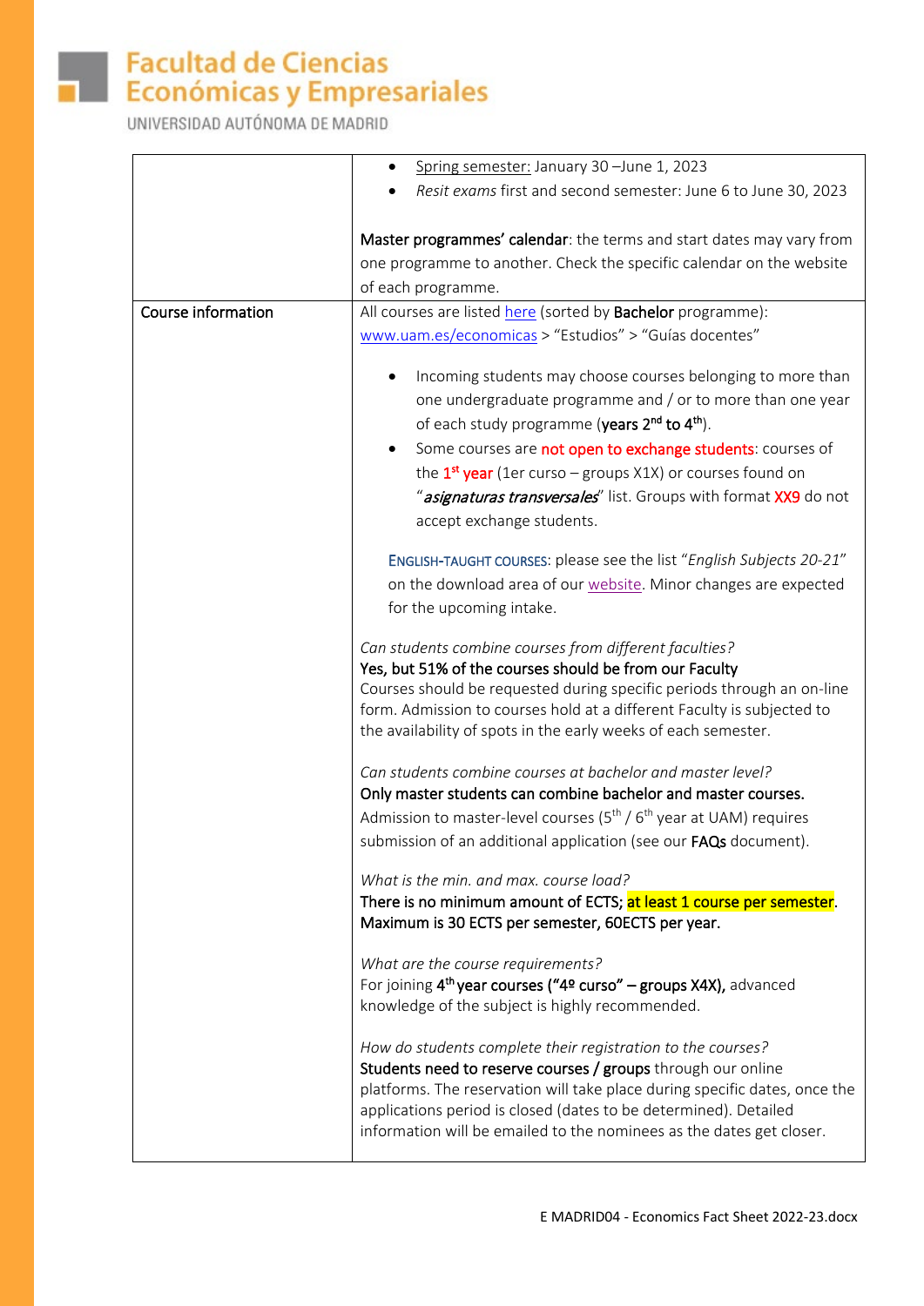| | |
|---|---|
| | • Spring semester: January 30 –June 1, 2023<br>• *Resit exams* first and second semester: June 6 to June 30, 2023<br><br>**Master programmes' calendar**: the terms and start dates may vary from one programme to another. Check the specific calendar on the website of each programme. |
| Course information | All courses are listed here (sorted by **Bachelor** programme): www.uam.es/economicas > "Estudios" > "Guías docentes"<br><br>• Incoming students may choose courses belonging to more than one undergraduate programme and / or to more than one year of each study programme (**years 2nd to 4th**).<br>• Some courses are **not open to exchange students**: courses of the **1st year** (1er curso – groups X1X) or courses found on "***asignaturas transversales***" list. Groups with format **XX9** do not accept exchange students.<br><br>ENGLISH-TAUGHT COURSES: please see the list "*English Subjects 20-21*" on the download area of our website. Minor changes are expected for the upcoming intake.<br><br>*Can students combine courses from different faculties?*<br>**Yes, but 51% of the courses should be from our Faculty**<br>Courses should be requested during specific periods through an on-line form. Admission to courses hold at a different Faculty is subjected to the availability of spots in the early weeks of each semester.<br><br>*Can students combine courses at bachelor and master level?*<br>**Only master students can combine bachelor and master courses.**<br>Admission to master-level courses (5th / 6th year at UAM) requires submission of an additional application (see our **FAQs** document).<br><br>*What is the min. and max. course load?*<br>**There is no minimum amount of ECTS; at least 1 course per semester. Maximum is 30 ECTS per semester, 60ECTS per year.**<br><br>*What are the course requirements?*<br>For joining **4th year courses ("4º curso" – groups X4X),** advanced knowledge of the subject is highly recommended.<br><br>*How do students complete their registration to the courses?*<br>**Students need to reserve courses / groups** through our online platforms. The reservation will take place during specific dates, once the applications period is closed (dates to be determined). Detailed information will be emailed to the nominees as the dates get closer. |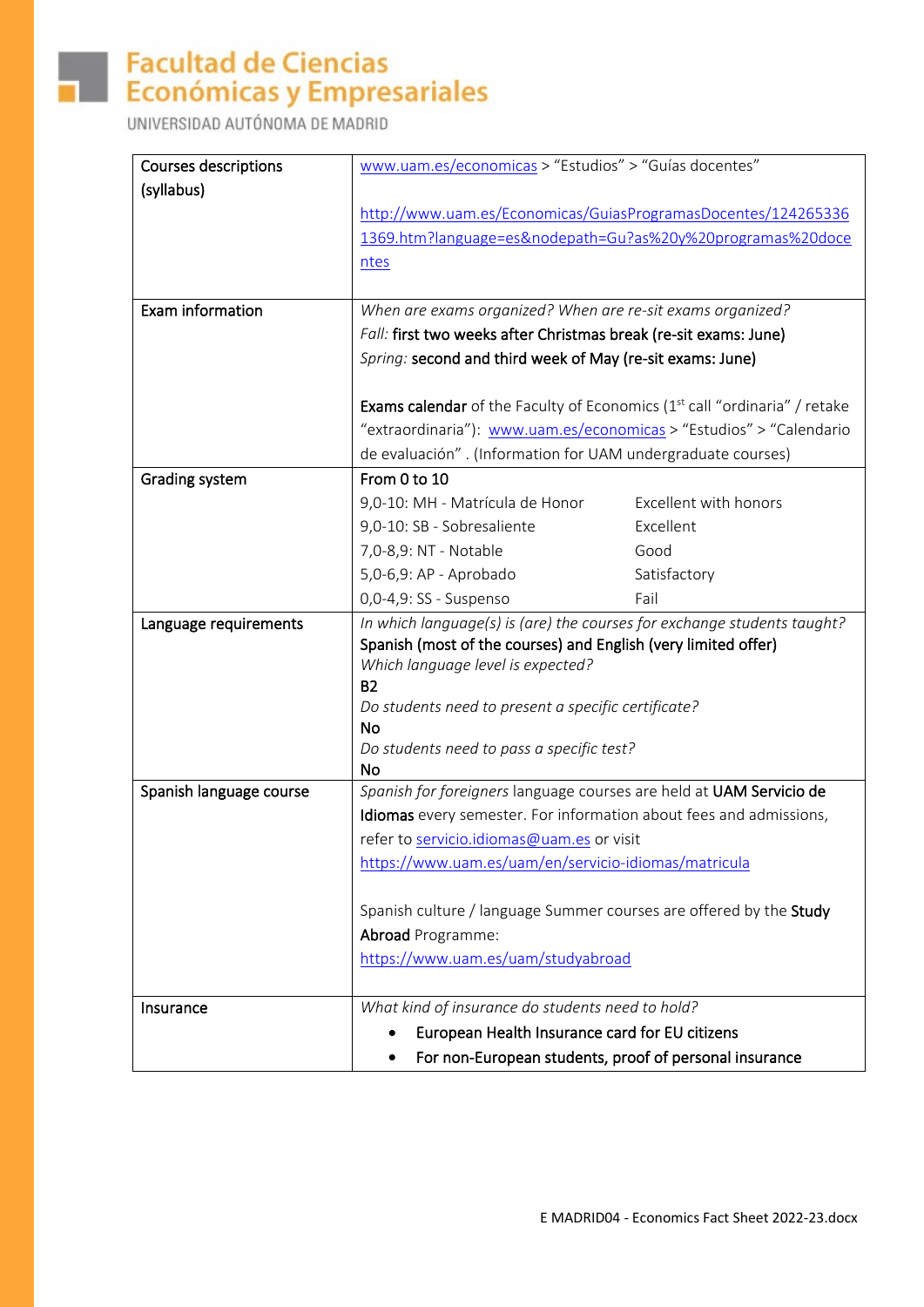Facultad de Ciencias Económicas y Empresariales
UNIVERSIDAD AUTÓNOMA DE MADRID

| | |
|---|---|
| Courses descriptions (syllabus) | www.uam.es/economicas > "Estudios" > "Guías docentes"<br><br>http://www.uam.es/Economicas/GuiasProgramasDocentes/1242653361369.htm?language=es&nodepath=Gu?as%20y%20programas%20docentes |
| Exam information | *When are exams organized? When are re-sit exams organized?*<br>*Fall:* first two weeks after Christmas break (re-sit exams: June)<br>*Spring:* second and third week of May (re-sit exams: June)<br><br>**Exams calendar** of the Faculty of Economics (1st call "ordinaria" / retake "extraordinaria"): www.uam.es/economicas > "Estudios" > "Calendario de evaluación" . (Information for UAM undergraduate courses) |
| Grading system | From 0 to 10<br>9,0-10: MH - Matrícula de Honor — Excellent with honors<br>9,0-10: SB - Sobresaliente — Excellent<br>7,0-8,9: NT - Notable — Good<br>5,0-6,9: AP - Aprobado — Satisfactory<br>0,0-4,9: SS - Suspenso — Fail |
| Language requirements | *In which language(s) is (are) the courses for exchange students taught?*<br>Spanish (most of the courses) and English (very limited offer)<br>*Which language level is expected?*<br>B2<br>*Do students need to present a specific certificate?*<br>No<br>*Do students need to pass a specific test?*<br>No |
| Spanish language course | *Spanish for foreigners* language courses are held at **UAM Servicio de Idiomas** every semester. For information about fees and admissions, refer to servicio.idiomas@uam.es or visit https://www.uam.es/uam/en/servicio-idiomas/matricula<br><br>Spanish culture / language Summer courses are offered by the **Study Abroad** Programme: https://www.uam.es/uam/studyabroad |
| Insurance | *What kind of insurance do students need to hold?*<br>• European Health Insurance card for EU citizens<br>• For non-European students, proof of personal insurance |